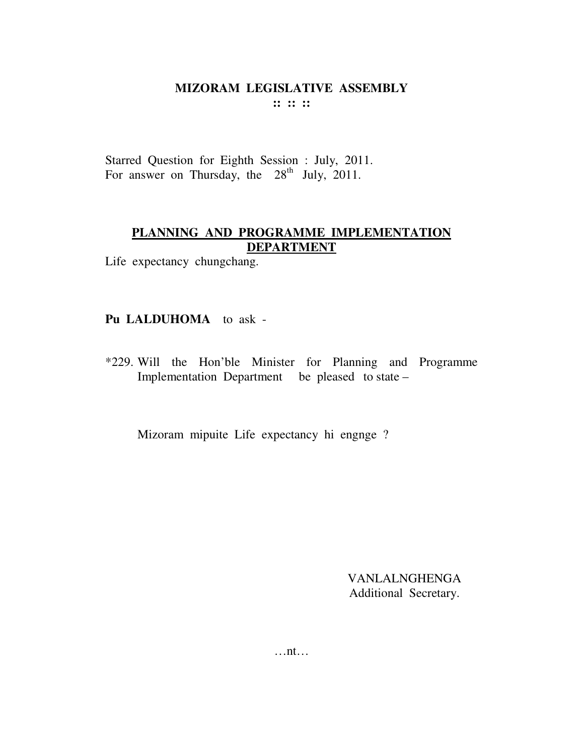# MIZORAM LEGISLATIVE ASSEMBLY

**:: :: ::**

Starred Question for Eighth Session : July, 2011.
For answer on Thursday, the 28th July, 2011.

## PLANNING AND PROGRAMME IMPLEMENTATION DEPARTMENT

Life expectancy chungchang.

**Pu LALDUHOMA** to ask -

*229. Will the Hon'ble Minister for Planning and Programme Implementation Department be pleased to state –

Mizoram mipuite Life expectancy hi engnge ?

VANLALNGHENGA
Additional Secretary.

…nt…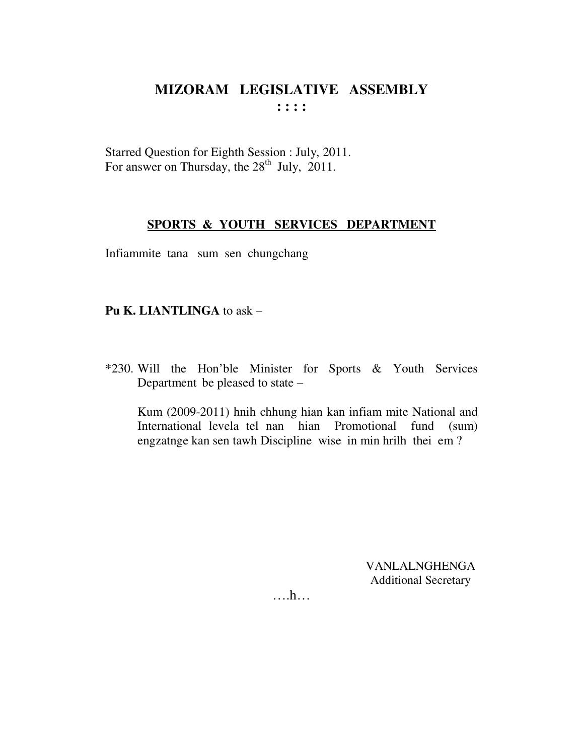# MIZORAM LEGISLATIVE ASSEMBLY

**: : : :**

Starred Question for Eighth Session : July, 2011.
For answer on Thursday, the 28th July, 2011.

## SPORTS & YOUTH SERVICES DEPARTMENT

Infiammite tana sum sen chungchang

**Pu K. LIANTLINGA** to ask –

*230. Will the Hon'ble Minister for Sports & Youth Services Department be pleased to state –

Kum (2009-2011) hnih chhung hian kan infiam mite National and International levela tel nan hian Promotional fund (sum) engzatnge kan sen tawh Discipline wise in min hrilh thei em ?

VANLALNGHENGA
Additional Secretary

….h…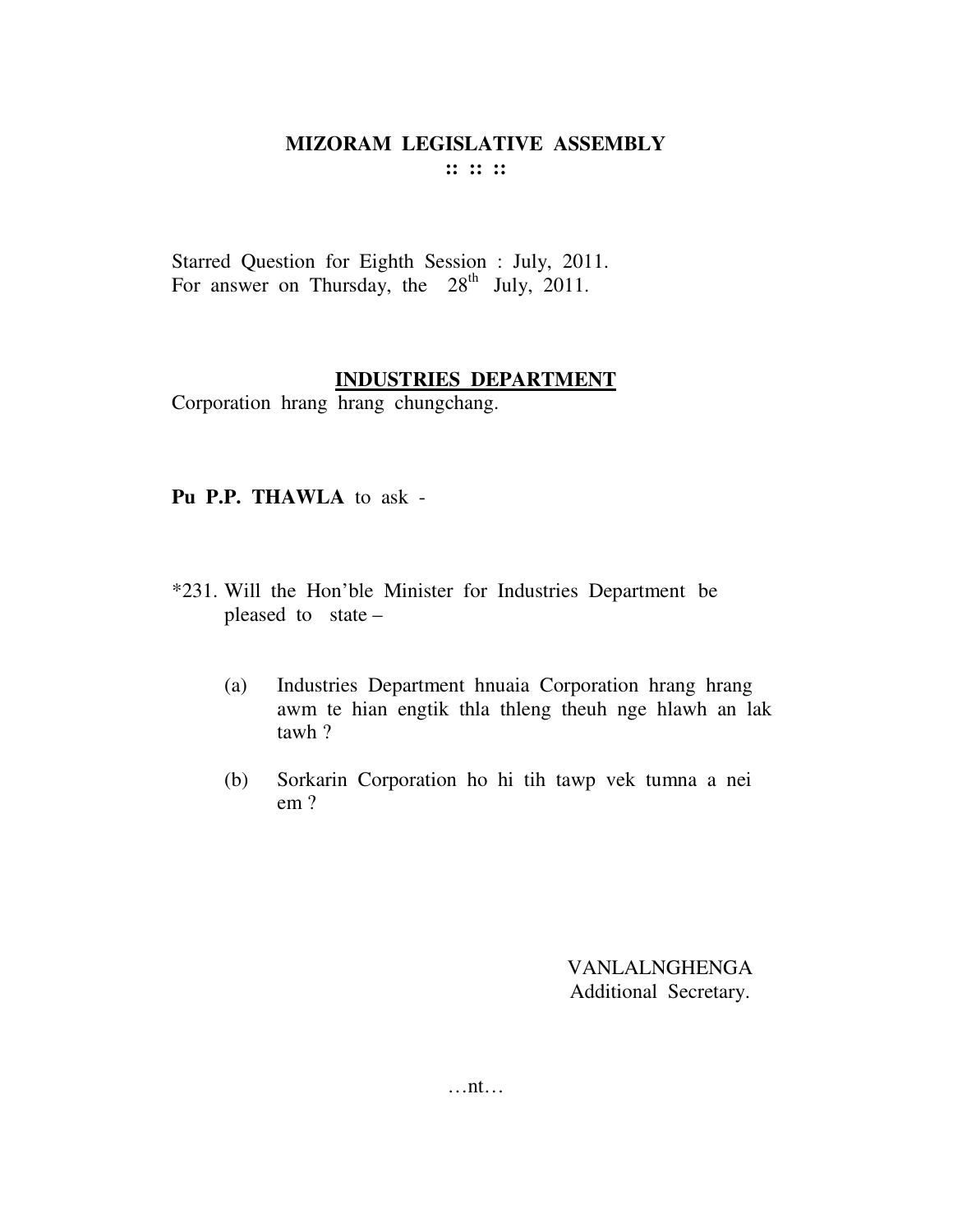# MIZORAM LEGISLATIVE ASSEMBLY

:: :: ::

Starred Question for Eighth Session : July, 2011.
For answer on Thursday, the 28th July, 2011.

**INDUSTRIES DEPARTMENT**

Corporation hrang hrang chungchang.

**Pu P.P. THAWLA** to ask -

*231. Will the Hon'ble Minister for Industries Department be pleased to state –

(a) Industries Department hnuaia Corporation hrang hrang awm te hian engtik thla thleng theuh nge hlawh an lak tawh ?

(b) Sorkarin Corporation ho hi tih tawp vek tumna a nei em ?

VANLALNGHENGA
Additional Secretary.

…nt…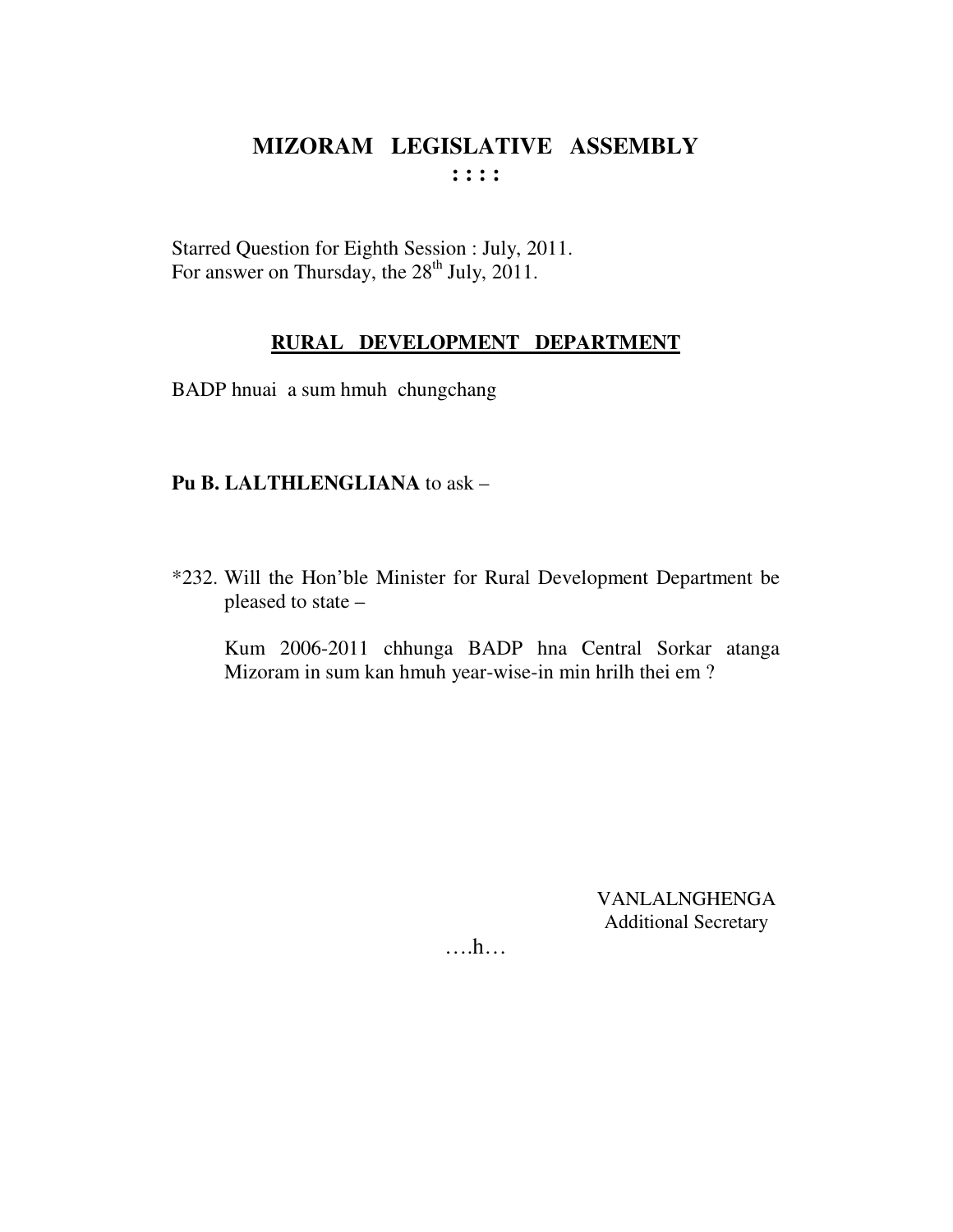# MIZORAM LEGISLATIVE ASSEMBLY

**: : : :**

Starred Question for Eighth Session : July, 2011.
For answer on Thursday, the 28th July, 2011.

## RURAL DEVELOPMENT DEPARTMENT

BADP hnuai a sum hmuh chungchang

**Pu B. LALTHLENGLIANA** to ask –

*232. Will the Hon'ble Minister for Rural Development Department be pleased to state –

Kum 2006-2011 chhunga BADP hna Central Sorkar atanga Mizoram in sum kan hmuh year-wise-in min hrilh thei em ?

VANLALNGHENGA
Additional Secretary

….h…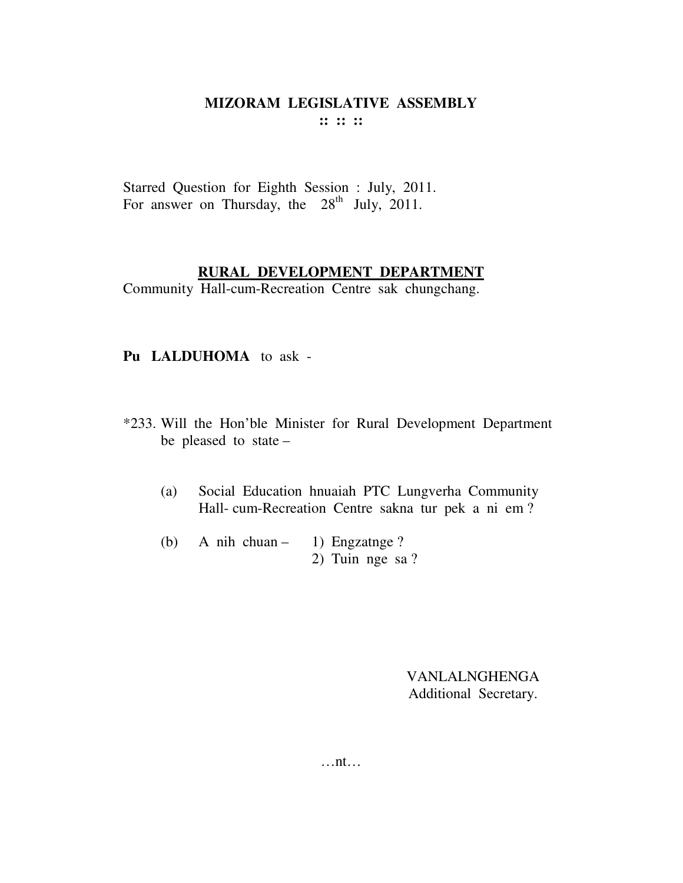**MIZORAM LEGISLATIVE ASSEMBLY**
**:: :: ::**

Starred Question for Eighth Session : July, 2011.
For answer on Thursday, the 28th July, 2011.

**RURAL DEVELOPMENT DEPARTMENT**

Community Hall-cum-Recreation Centre sak chungchang.

**Pu LALDUHOMA** to ask -

*233. Will the Hon'ble Minister for Rural Development Department be pleased to state –

(a) Social Education hnuaiah PTC Lungverha Community Hall- cum-Recreation Centre sakna tur pek a ni em ?

(b) A nih chuan – 1) Engzatnge ?
2) Tuin nge sa ?

VANLALNGHENGA
Additional Secretary.

…nt…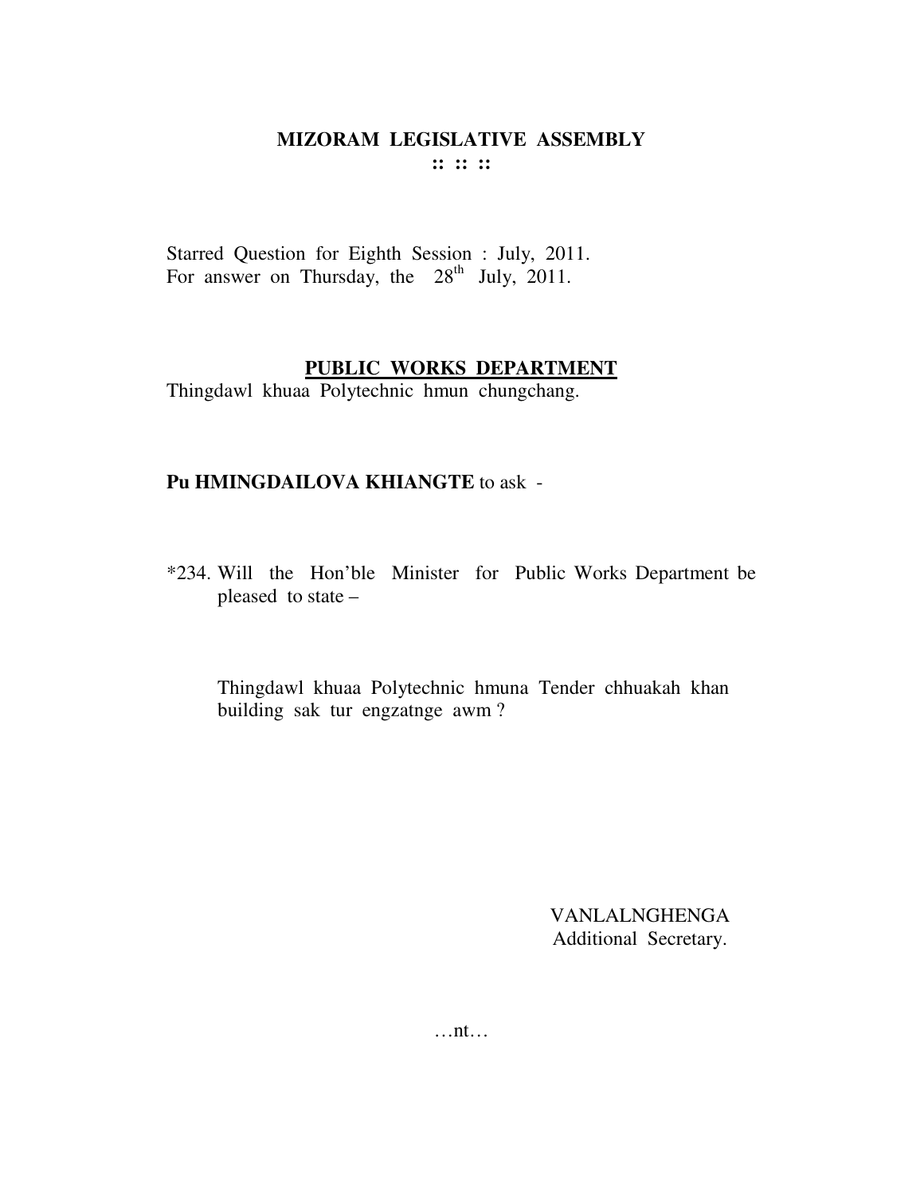**MIZORAM LEGISLATIVE ASSEMBLY**
**:: :: ::**

Starred Question for Eighth Session : July, 2011.
For answer on Thursday, the 28th July, 2011.

**PUBLIC WORKS DEPARTMENT**

Thingdawl khuaa Polytechnic hmun chungchang.

**Pu HMINGDAILOVA KHIANGTE** to ask -

*234. Will the Hon'ble Minister for Public Works Department be pleased to state –

Thingdawl khuaa Polytechnic hmuna Tender chhuakah khan building sak tur engzatnge awm ?

VANLALNGHENGA
Additional Secretary.

…nt…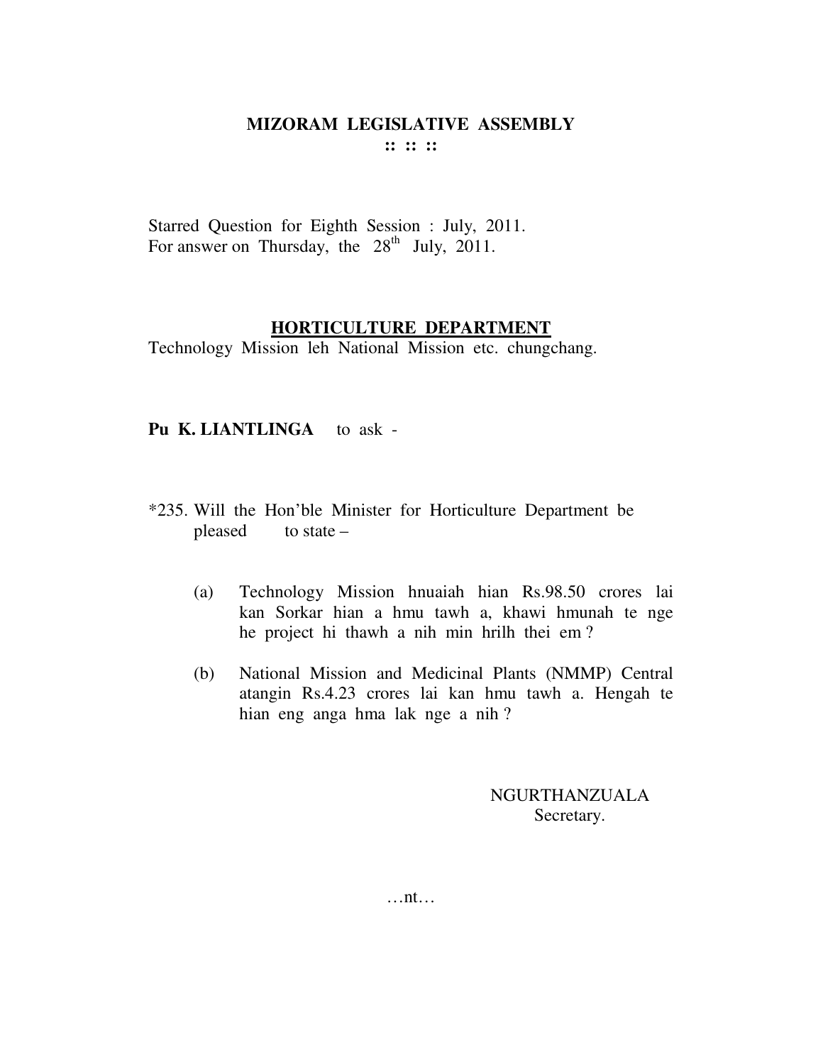# MIZORAM LEGISLATIVE ASSEMBLY

**:: :: ::**

Starred Question for Eighth Session : July, 2011.
For answer on Thursday, the 28th July, 2011.

## HORTICULTURE DEPARTMENT

Technology Mission leh National Mission etc. chungchang.

**Pu K. LIANTLINGA** to ask -

*235. Will the Hon'ble Minister for Horticulture Department be pleased to state –

(a) Technology Mission hnuaiah hian Rs.98.50 crores lai kan Sorkar hian a hmu tawh a, khawi hmunah te nge he project hi thawh a nih min hrilh thei em ?

(b) National Mission and Medicinal Plants (NMMP) Central atangin Rs.4.23 crores lai kan hmu tawh a. Hengah te hian eng anga hma lak nge a nih ?

NGURTHANZUALA
Secretary.

…nt…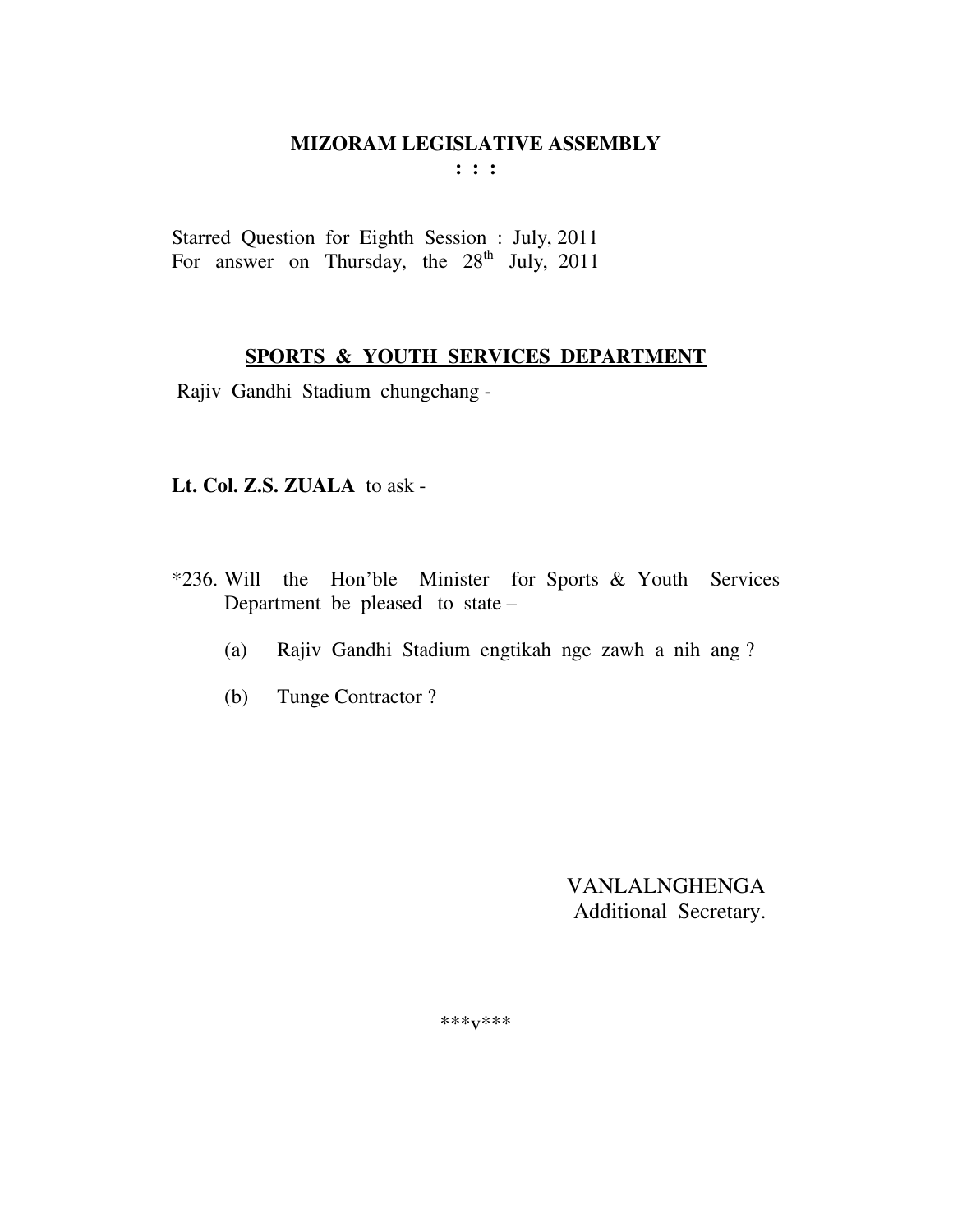# MIZORAM LEGISLATIVE ASSEMBLY

**: : :**

Starred Question for Eighth Session : July, 2011
For answer on Thursday, the 28th July, 2011

## SPORTS & YOUTH SERVICES DEPARTMENT

Rajiv Gandhi Stadium chungchang -

**Lt. Col. Z.S. ZUALA** to ask -

*236. Will the Hon'ble Minister for Sports & Youth Services Department be pleased to state –

(a) Rajiv Gandhi Stadium engtikah nge zawh a nih ang ?

(b) Tunge Contractor ?

VANLALNGHENGA
Additional Secretary.

***v***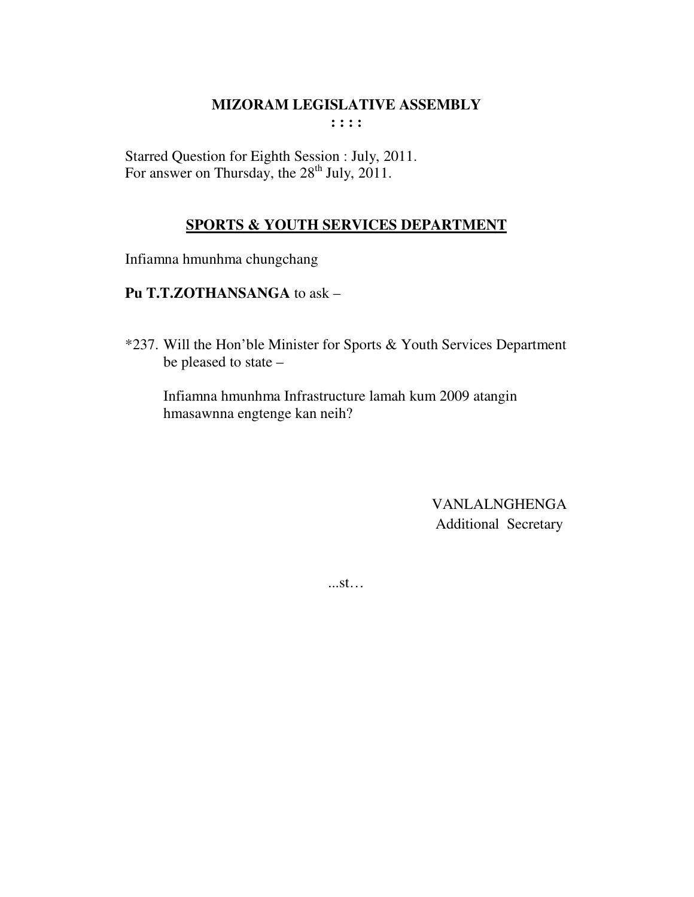# MIZORAM LEGISLATIVE ASSEMBLY

**: : : :**

Starred Question for Eighth Session : July, 2011.
For answer on Thursday, the 28th July, 2011.

## SPORTS & YOUTH SERVICES DEPARTMENT

Infiamna hmunhma chungchang

**Pu T.T.ZOTHANSANGA** to ask –

*237. Will the Hon'ble Minister for Sports & Youth Services Department be pleased to state –

Infiamna hmunhma Infrastructure lamah kum 2009 atangin hmasawnna engtenge kan neih?

VANLALNGHENGA
Additional Secretary

...st…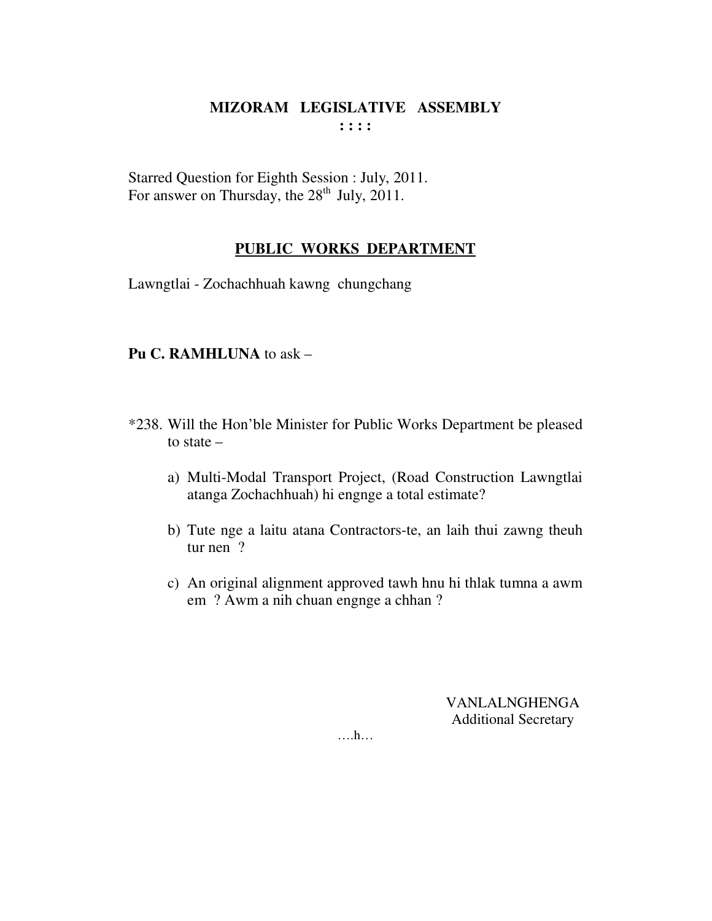**MIZORAM LEGISLATIVE ASSEMBLY**

**: : : :**

Starred Question for Eighth Session : July, 2011.
For answer on Thursday, the 28th July, 2011.

**PUBLIC WORKS DEPARTMENT**

Lawngtlai - Zochachhuah kawng chungchang

**Pu C. RAMHLUNA** to ask –

*238. Will the Hon'ble Minister for Public Works Department be pleased to state –

a) Multi-Modal Transport Project, (Road Construction Lawngtlai atanga Zochachhuah) hi engnge a total estimate?

b) Tute nge a laitu atana Contractors-te, an laih thui zawng theuh tur nen ?

c) An original alignment approved tawh hnu hi thlak tumna a awm em ? Awm a nih chuan engnge a chhan ?

VANLALNGHENGA
Additional Secretary

….h…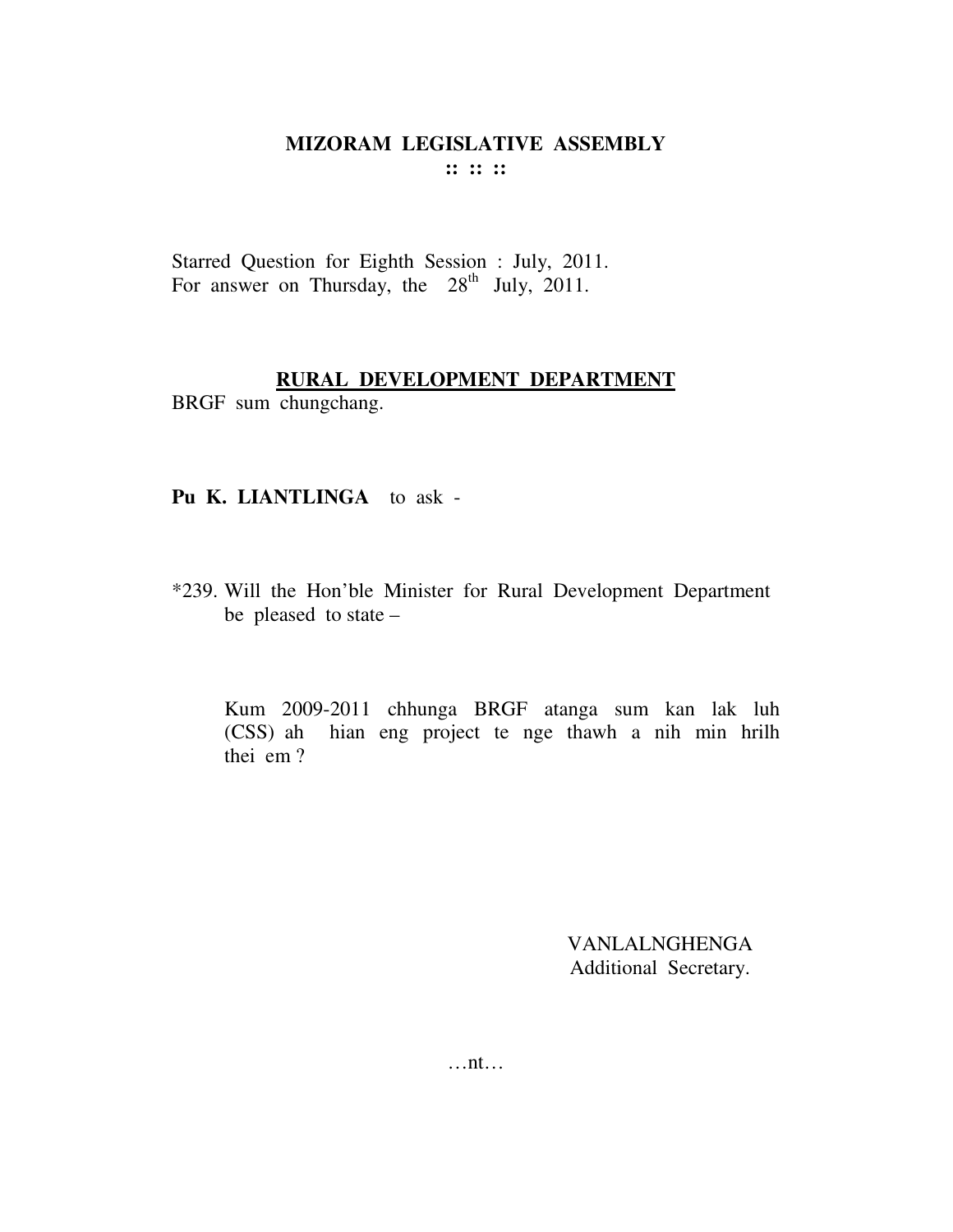**MIZORAM LEGISLATIVE ASSEMBLY**
**:: :: ::**

Starred Question for Eighth Session : July, 2011.
For answer on Thursday, the 28th July, 2011.

**RURAL DEVELOPMENT DEPARTMENT**

BRGF sum chungchang.

**Pu K. LIANTLINGA** to ask -

*239. Will the Hon'ble Minister for Rural Development Department be pleased to state –

Kum 2009-2011 chhunga BRGF atanga sum kan lak luh (CSS) ah hian eng project te nge thawh a nih min hrilh thei em ?

VANLALNGHENGA
Additional Secretary.

…nt…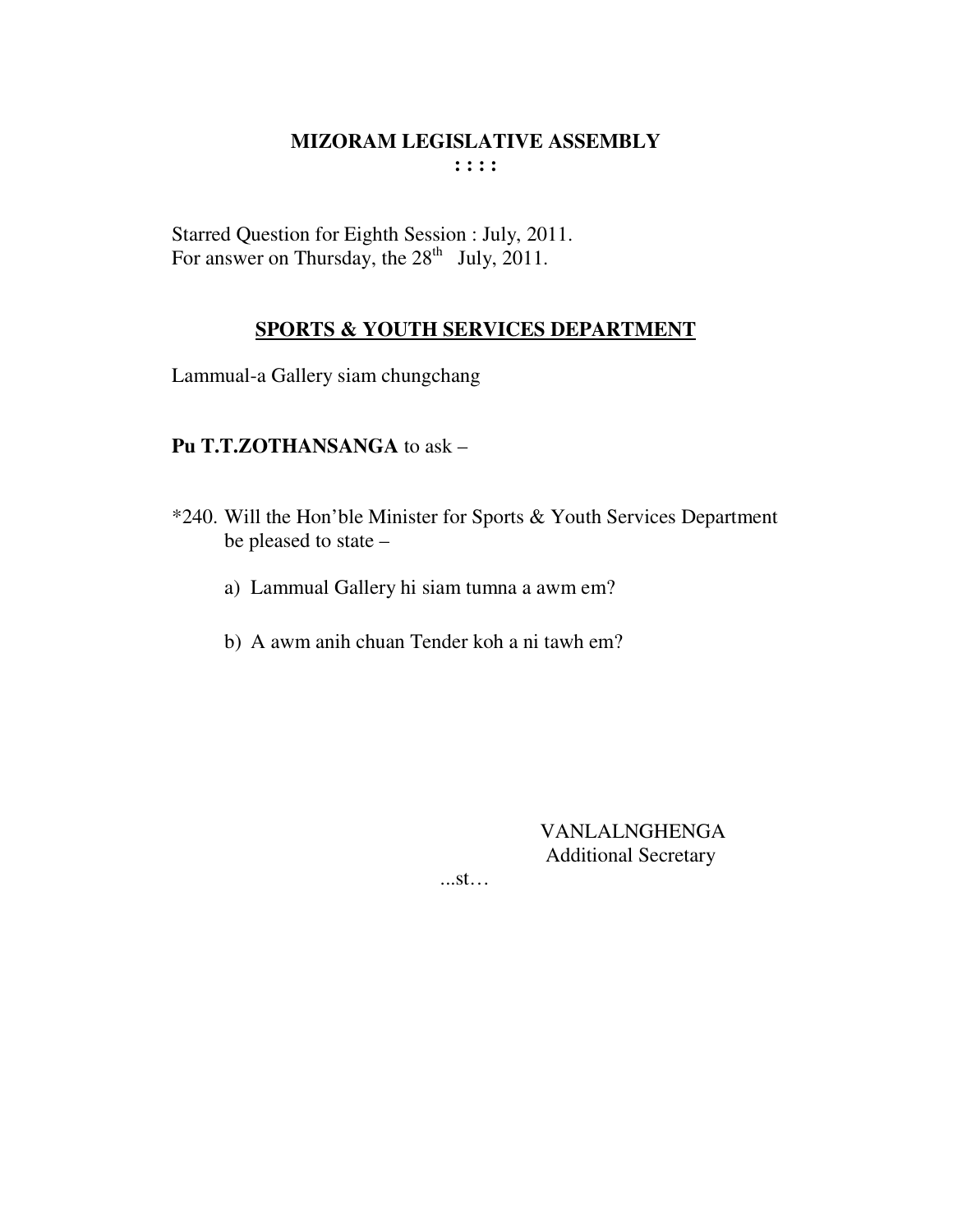# MIZORAM LEGISLATIVE ASSEMBLY

**: : : :**

Starred Question for Eighth Session : July, 2011.
For answer on Thursday, the 28th July, 2011.

## SPORTS & YOUTH SERVICES DEPARTMENT

Lammual-a Gallery siam chungchang

**Pu T.T.ZOTHANSANGA** to ask –

*240. Will the Hon'ble Minister for Sports & Youth Services Department be pleased to state –

a) Lammual Gallery hi siam tumna a awm em?

b) A awm anih chuan Tender koh a ni tawh em?

VANLALNGHENGA
Additional Secretary

...st…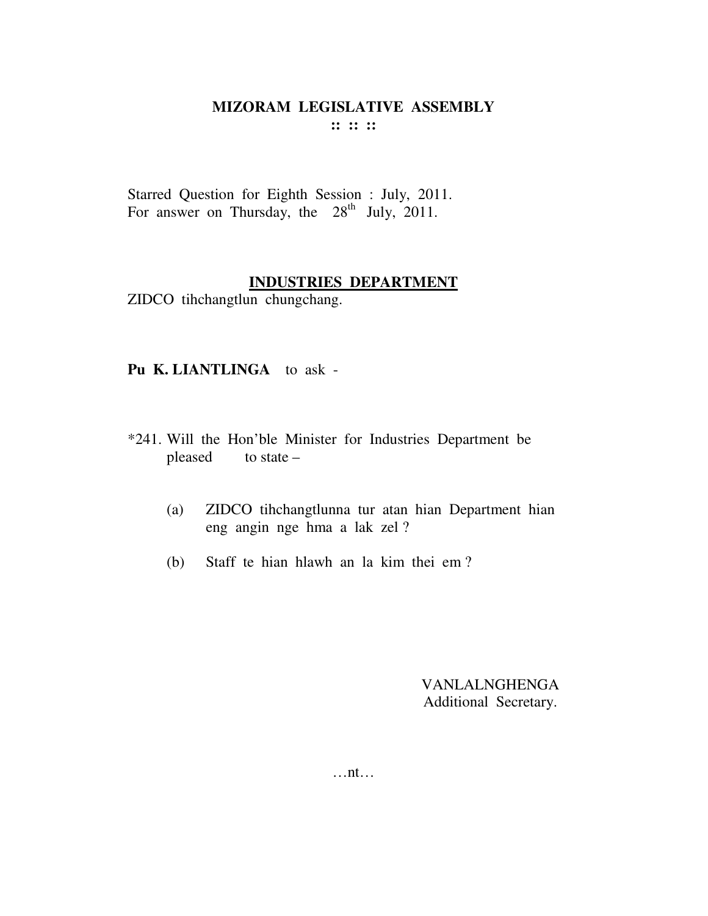# MIZORAM LEGISLATIVE ASSEMBLY

:: :: ::

Starred Question for Eighth Session : July, 2011.
For answer on Thursday, the 28th July, 2011.

## INDUSTRIES DEPARTMENT

ZIDCO tihchangtlun chungchang.

**Pu K. LIANTLINGA** to ask -

*241. Will the Hon'ble Minister for Industries Department be pleased to state –

(a) ZIDCO tihchangtlunna tur atan hian Department hian eng angin nge hma a lak zel ?

(b) Staff te hian hlawh an la kim thei em ?

VANLALNGHENGA
Additional Secretary.

…nt…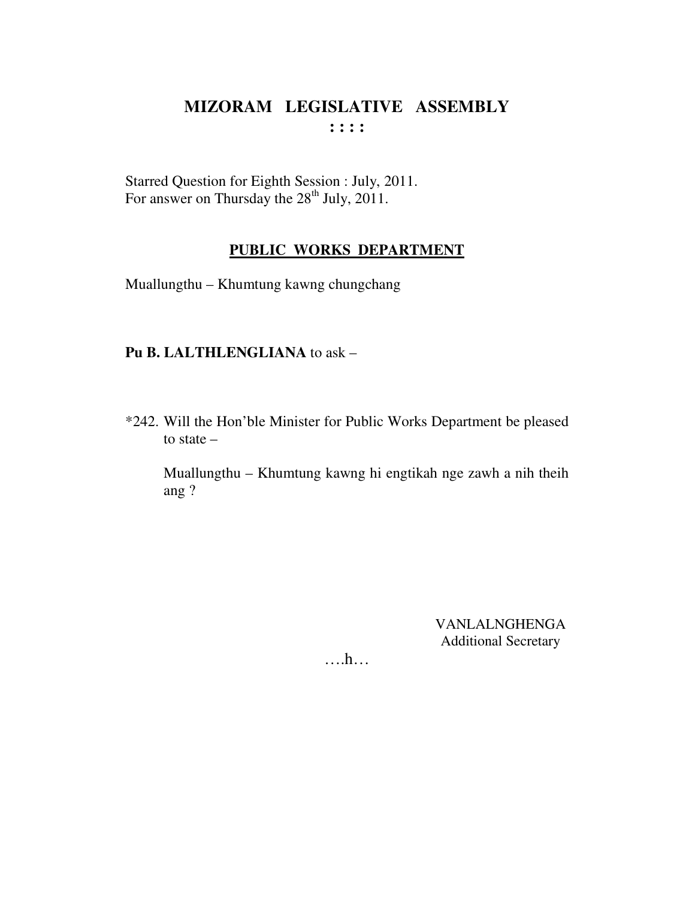# MIZORAM LEGISLATIVE ASSEMBLY

**: : : :**

Starred Question for Eighth Session : July, 2011.
For answer on Thursday the 28th July, 2011.

## PUBLIC WORKS DEPARTMENT

Muallungthu – Khumtung kawng chungchang

**Pu B. LALTHLENGLIANA** to ask –

*242. Will the Hon'ble Minister for Public Works Department be pleased to state –

Muallungthu – Khumtung kawng hi engtikah nge zawh a nih theih ang ?

VANLALNGHENGA
Additional Secretary

….h…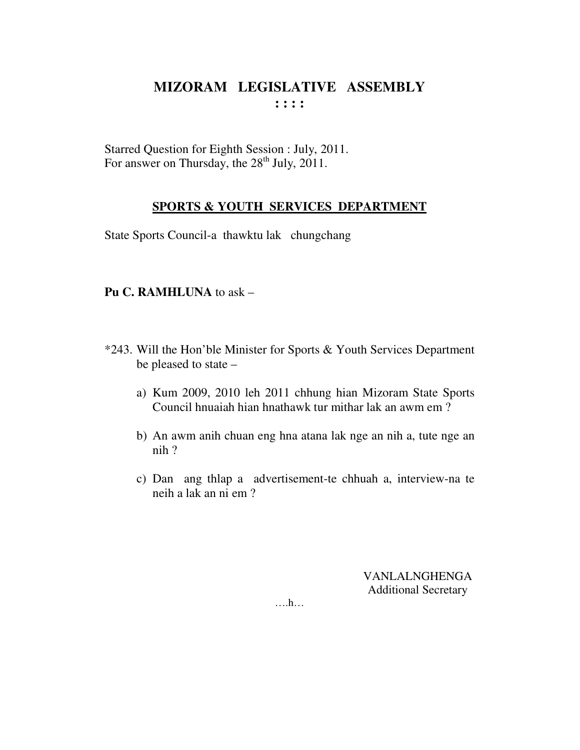# MIZORAM LEGISLATIVE ASSEMBLY

**: : : :**

Starred Question for Eighth Session : July, 2011.
For answer on Thursday, the 28th July, 2011.

## SPORTS & YOUTH SERVICES DEPARTMENT

State Sports Council-a thawktu lak chungchang

**Pu C. RAMHLUNA** to ask –

*243. Will the Hon'ble Minister for Sports & Youth Services Department be pleased to state –

a) Kum 2009, 2010 leh 2011 chhung hian Mizoram State Sports Council hnuaiah hian hnathawk tur mithar lak an awm em ?

b) An awm anih chuan eng hna atana lak nge an nih a, tute nge an nih ?

c) Dan ang thlap a advertisement-te chhuah a, interview-na te neih a lak an ni em ?

VANLALNGHENGA
Additional Secretary

….h…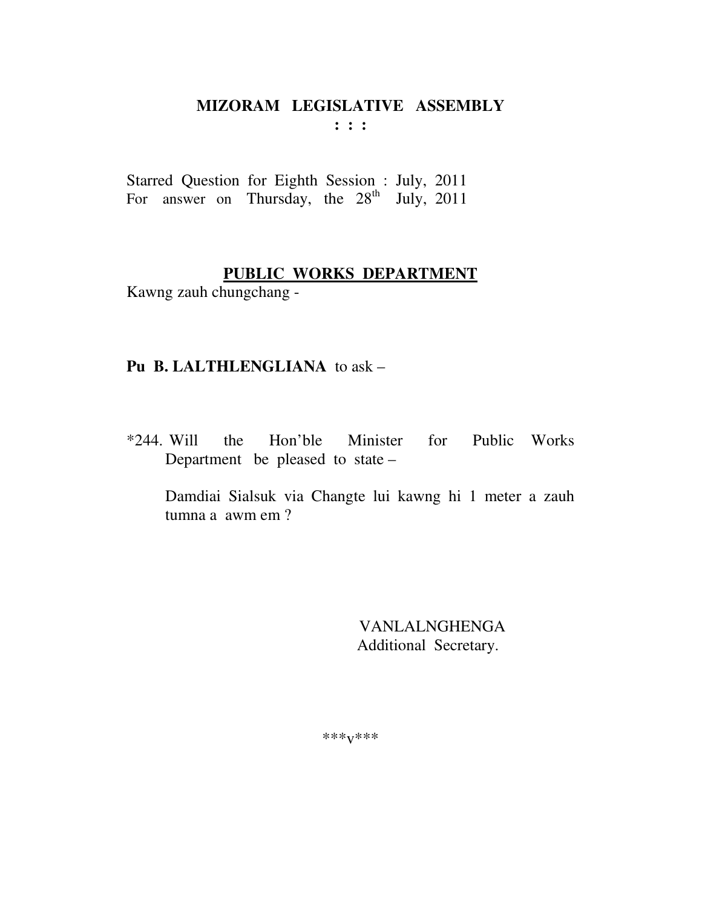**MIZORAM LEGISLATIVE ASSEMBLY**

**: : :**

Starred Question for Eighth Session : July, 2011
For answer on Thursday, the 28th July, 2011

**PUBLIC WORKS DEPARTMENT**

Kawng zauh chungchang -

**Pu B. LALTHLENGLIANA** to ask –

*244. Will the Hon'ble Minister for Public Works Department be pleased to state –

Damdiai Sialsuk via Changte lui kawng hi 1 meter a zauh tumna a awm em ?

VANLALNGHENGA
Additional Secretary.

\*\*\*v\*\*\*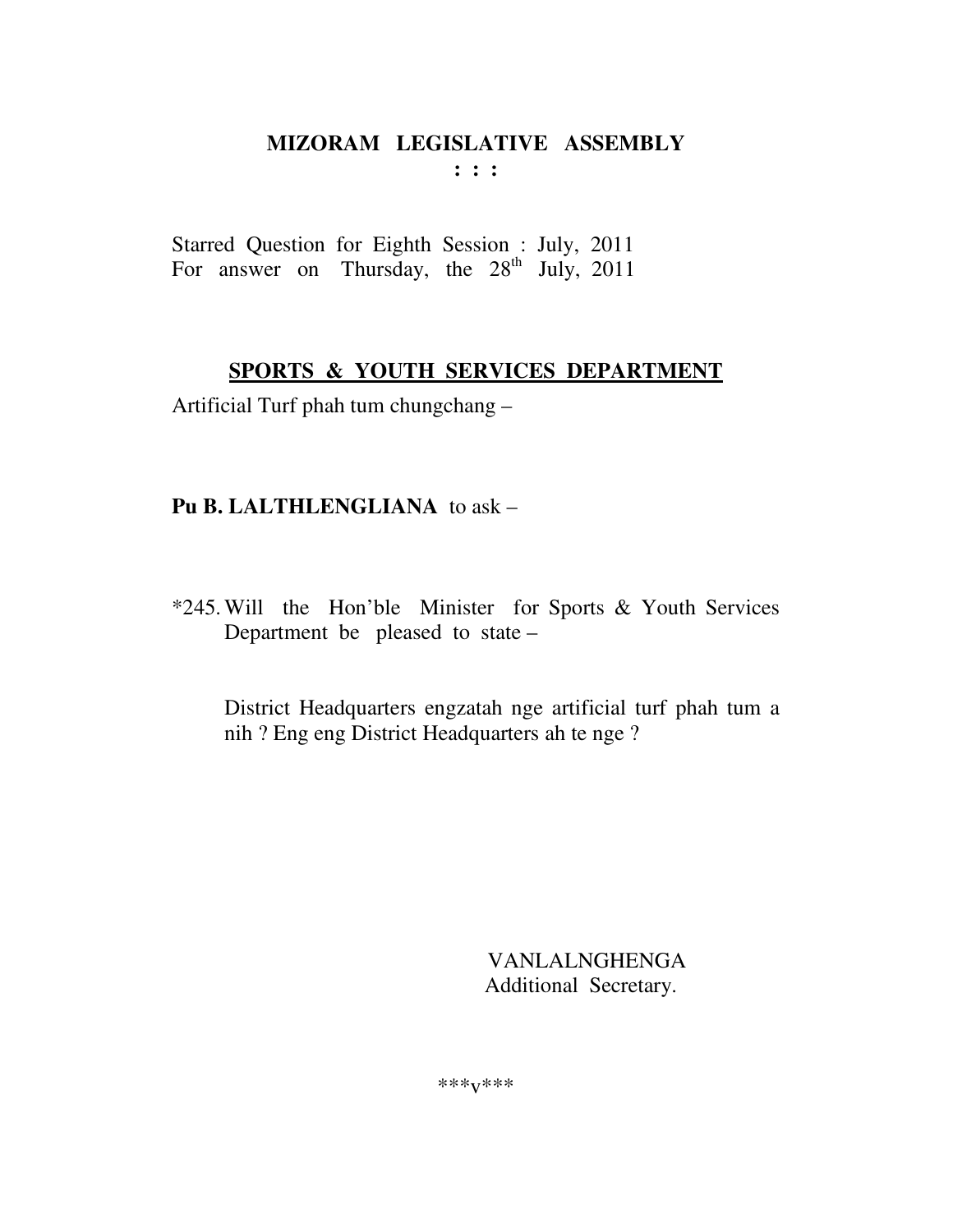# MIZORAM LEGISLATIVE ASSEMBLY

**: : :**

Starred Question for Eighth Session : July, 2011
For answer on Thursday, the 28th July, 2011

## SPORTS & YOUTH SERVICES DEPARTMENT

Artificial Turf phah tum chungchang –

**Pu B. LALTHLENGLIANA** to ask –

*245. Will the Hon'ble Minister for Sports & Youth Services Department be pleased to state –

District Headquarters engzatah nge artificial turf phah tum a nih ? Eng eng District Headquarters ah te nge ?

VANLALNGHENGA
Additional Secretary.

***v***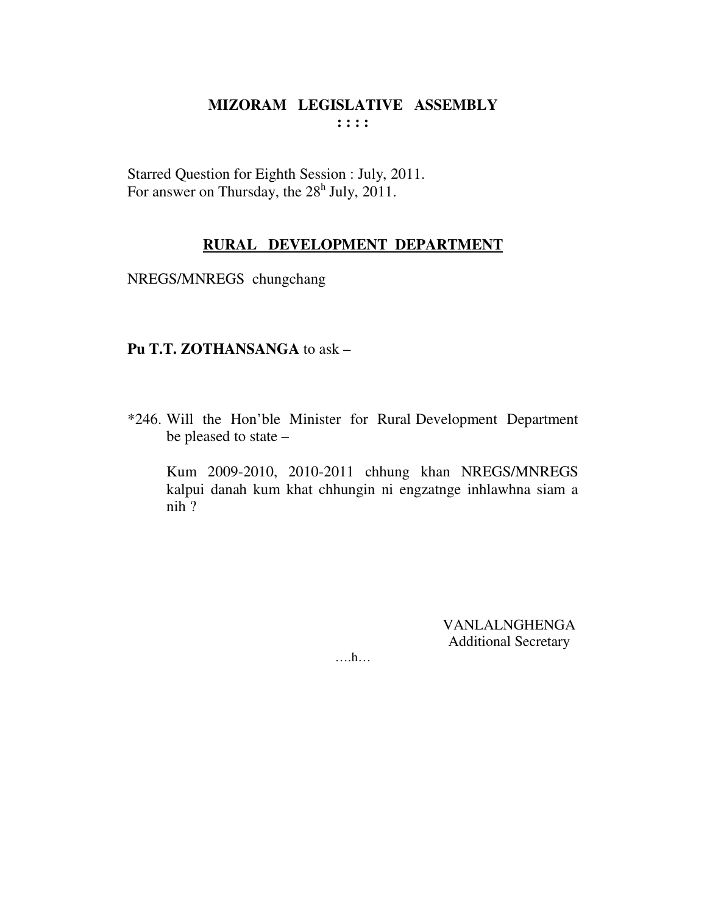# MIZORAM LEGISLATIVE ASSEMBLY

**: : : :**

Starred Question for Eighth Session : July, 2011.
For answer on Thursday, the 28h July, 2011.

## RURAL DEVELOPMENT DEPARTMENT

NREGS/MNREGS chungchang

**Pu T.T. ZOTHANSANGA** to ask –

*246. Will the Hon'ble Minister for Rural Development Department be pleased to state –

Kum 2009-2010, 2010-2011 chhung khan NREGS/MNREGS kalpui danah kum khat chhungin ni engzatnge inhlawhna siam a nih ?

VANLALNGHENGA
Additional Secretary

….h…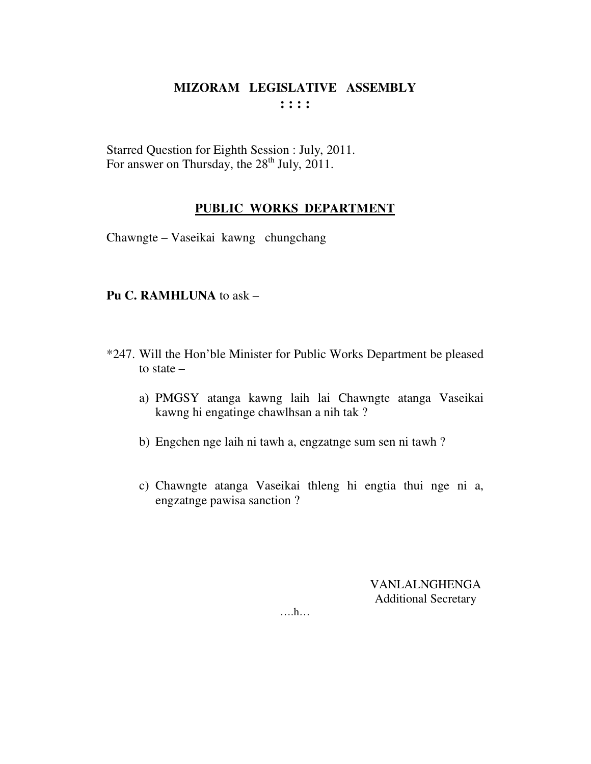**MIZORAM LEGISLATIVE ASSEMBLY**
**: : : :**

Starred Question for Eighth Session : July, 2011.
For answer on Thursday, the 28th July, 2011.

**PUBLIC WORKS DEPARTMENT**

Chawngte – Vaseikai kawng chungchang

**Pu C. RAMHLUNA** to ask –

*247. Will the Hon'ble Minister for Public Works Department be pleased to state –

a) PMGSY atanga kawng laih lai Chawngte atanga Vaseikai kawng hi engatinge chawlhsan a nih tak ?

b) Engchen nge laih ni tawh a, engzatnge sum sen ni tawh ?

c) Chawngte atanga Vaseikai thleng hi engtia thui nge ni a, engzatnge pawisa sanction ?

VANLALNGHENGA
Additional Secretary

….h…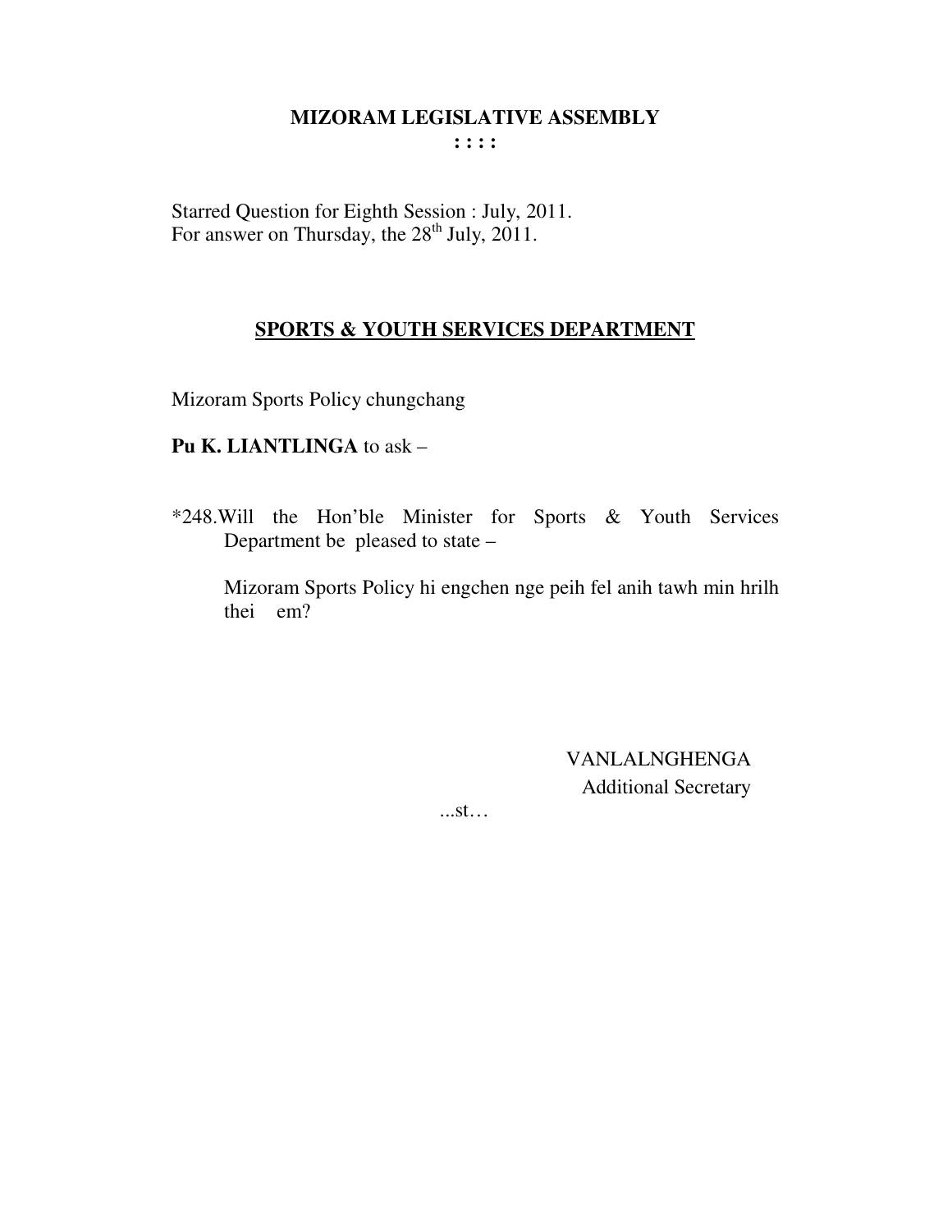# MIZORAM LEGISLATIVE ASSEMBLY

**: : : :**

Starred Question for Eighth Session : July, 2011.
For answer on Thursday, the 28th July, 2011.

## SPORTS & YOUTH SERVICES DEPARTMENT

Mizoram Sports Policy chungchang

**Pu K. LIANTLINGA** to ask –

*248.Will the Hon'ble Minister for Sports & Youth Services Department be pleased to state –

Mizoram Sports Policy hi engchen nge peih fel anih tawh min hrilh thei em?

VANLALNGHENGA
Additional Secretary

...st…